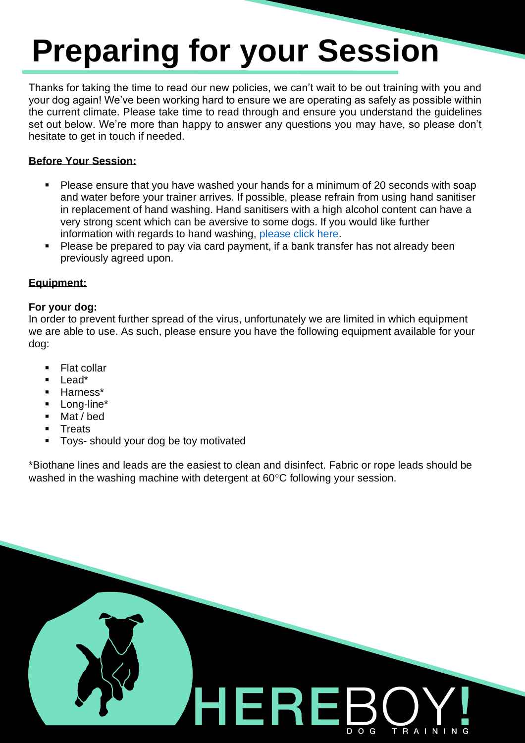# Preparing for your Session

Thanks for taking the time to read our new policies, we can't wait to be out training with you and your dog again! We've been working hard to ensure we are operating as safely as possible within the current climate. Please take time to read through and ensure you understand the guidelines set out below. We're more than happy to answer any questions you may have, so please don't hesitate to get in touch if needed.

**Before Your Session:**

- Please ensure that you have washed your hands for a minimum of 20 seconds with soap and water before your trainer arrives. If possible, please refrain from using hand sanitiser in replacement of hand washing. Hand sanitisers with a high alcohol content can have a very strong scent which can be aversive to some dogs. If you would like further information with regards to hand washing, please click here.
- Please be prepared to pay via card payment, if a bank transfer has not already been previously agreed upon.

**Equipment:**

**For your dog:**

In order to prevent further spread of the virus, unfortunately we are limited in which equipment we are able to use. As such, please ensure you have the following equipment available for your dog:

- Flat collar
- Lead*
- Harness*
- Long-line*
- Mat / bed
- Treats
- Toys- should your dog be toy motivated

*Biothane lines and leads are the easiest to clean and disinfect. Fabric or rope leads should be washed in the washing machine with detergent at 60°C following your session.

HEREBOY!
DOG TRAINING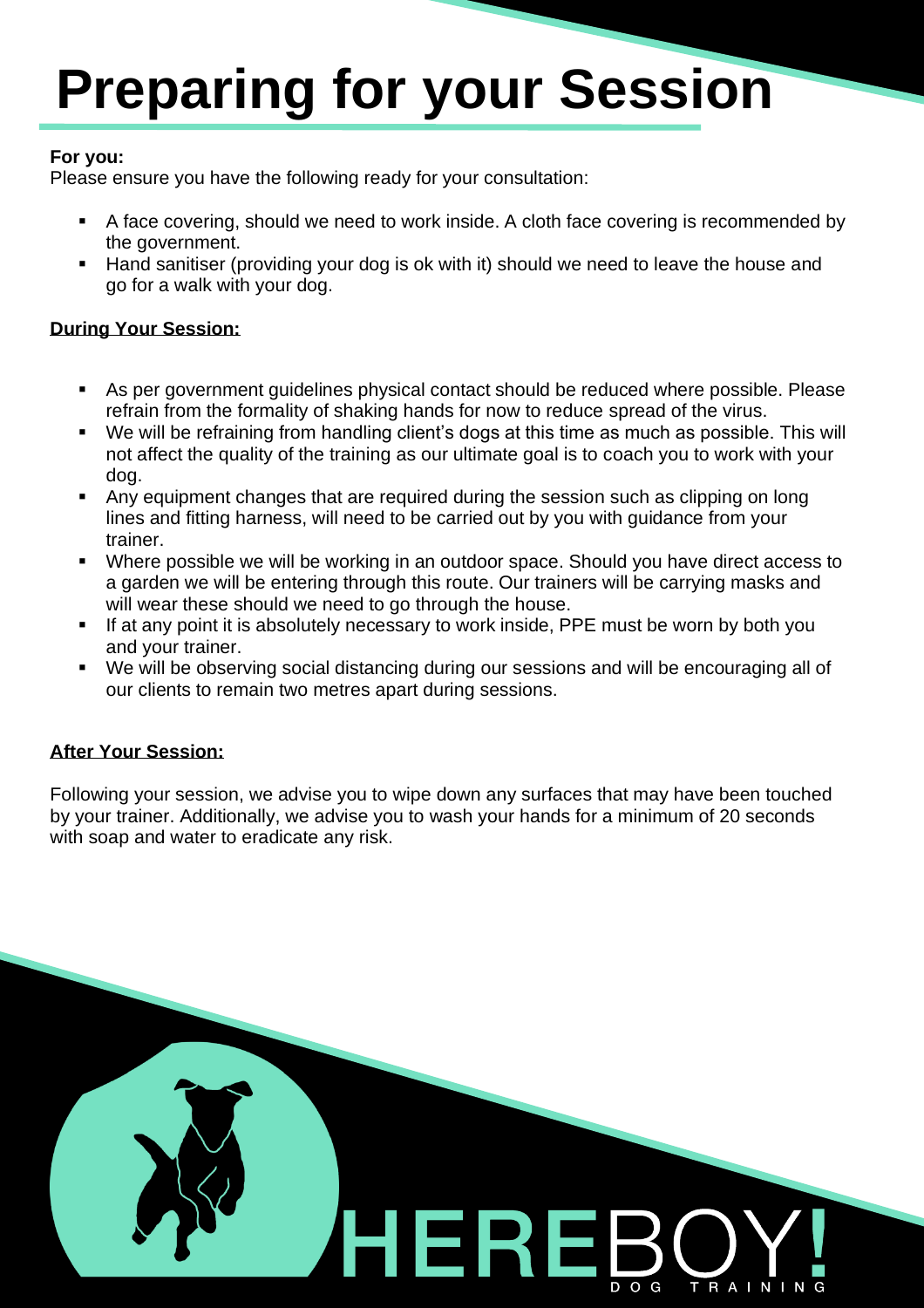# Preparing for your Session

**For you:**
Please ensure you have the following ready for your consultation:

- A face covering, should we need to work inside. A cloth face covering is recommended by the government.
- Hand sanitiser (providing your dog is ok with it) should we need to leave the house and go for a walk with your dog.

**During Your Session:**

- As per government guidelines physical contact should be reduced where possible. Please refrain from the formality of shaking hands for now to reduce spread of the virus.
- We will be refraining from handling client's dogs at this time as much as possible. This will not affect the quality of the training as our ultimate goal is to coach you to work with your dog.
- Any equipment changes that are required during the session such as clipping on long lines and fitting harness, will need to be carried out by you with guidance from your trainer.
- Where possible we will be working in an outdoor space. Should you have direct access to a garden we will be entering through this route. Our trainers will be carrying masks and will wear these should we need to go through the house.
- If at any point it is absolutely necessary to work inside, PPE must be worn by both you and your trainer.
- We will be observing social distancing during our sessions and will be encouraging all of our clients to remain two metres apart during sessions.

**After Your Session:**

Following your session, we advise you to wipe down any surfaces that may have been touched by your trainer. Additionally, we advise you to wash your hands for a minimum of 20 seconds with soap and water to eradicate any risk.

HEREBOY!
DOG TRAINING